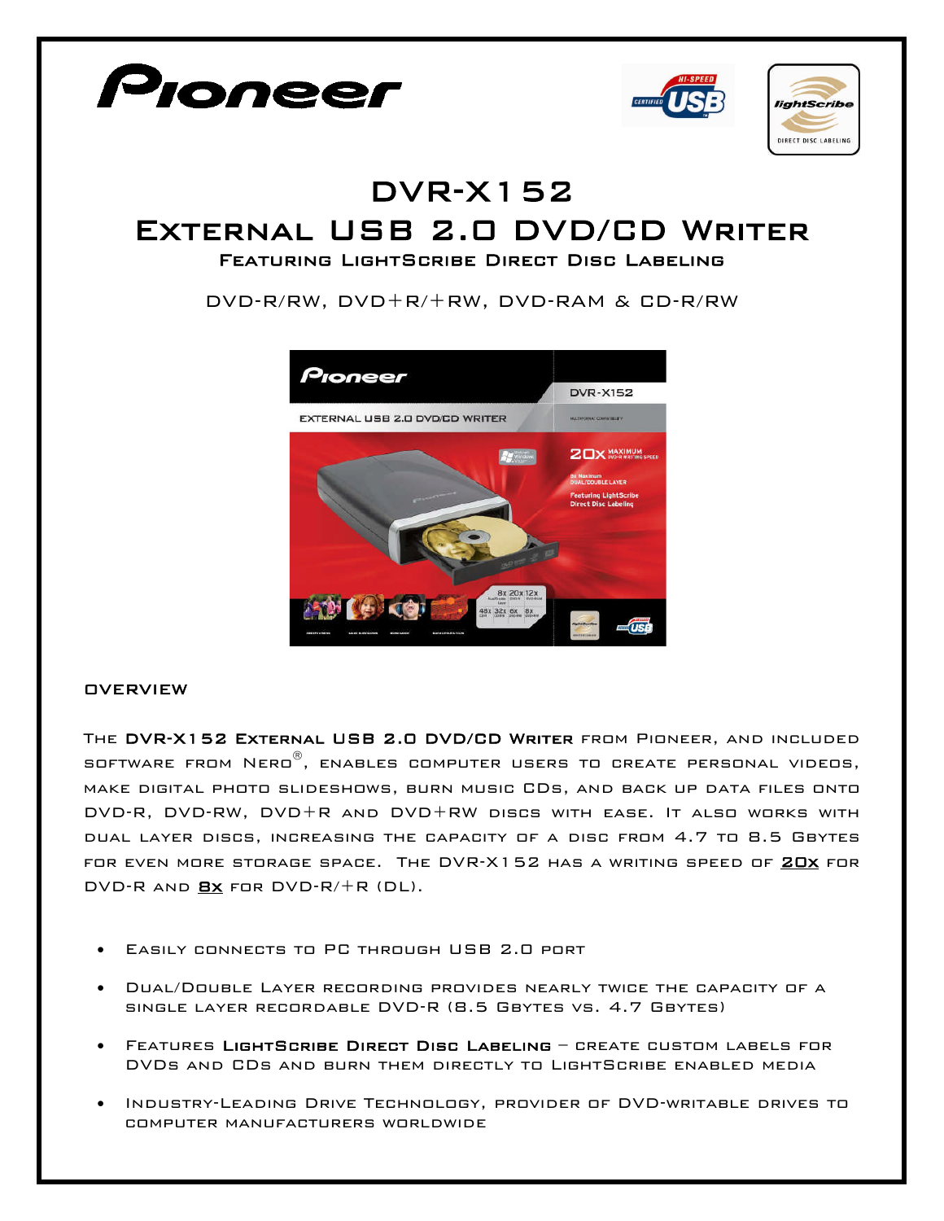# DVR-X152

# External USB 2.0 DVD/CD Writer

### Featuring LightScribe Direct Disc Labeling

DVD-R/RW, DVD+R/+RW, DVD-RAM & CD-R/RW

## OVERVIEW

The **DVR-X152 External USB 2.0 DVD/CD Writer** from Pioneer, and included software from Nero®, enables computer users to create personal videos, make digital photo slideshows, burn music CDs, and back up data files onto DVD-R, DVD-RW, DVD+R and DVD+RW discs with ease. It also works with dual layer discs, increasing the capacity of a disc from 4.7 to 8.5 Gbytes for even more storage space. The DVR-X152 has a writing speed of **20x** for DVD-R and **8x** for DVD-R/+R (DL).

- Easily connects to PC through USB 2.0 port
- Dual/Double Layer recording provides nearly twice the capacity of a single layer recordable DVD-R (8.5 Gbytes vs. 4.7 Gbytes)
- Features **LightScribe Direct Disc Labeling** – create custom labels for DVDs and CDs and burn them directly to LightScribe enabled media
- Industry-Leading Drive Technology, provider of DVD-writable drives to computer manufacturers worldwide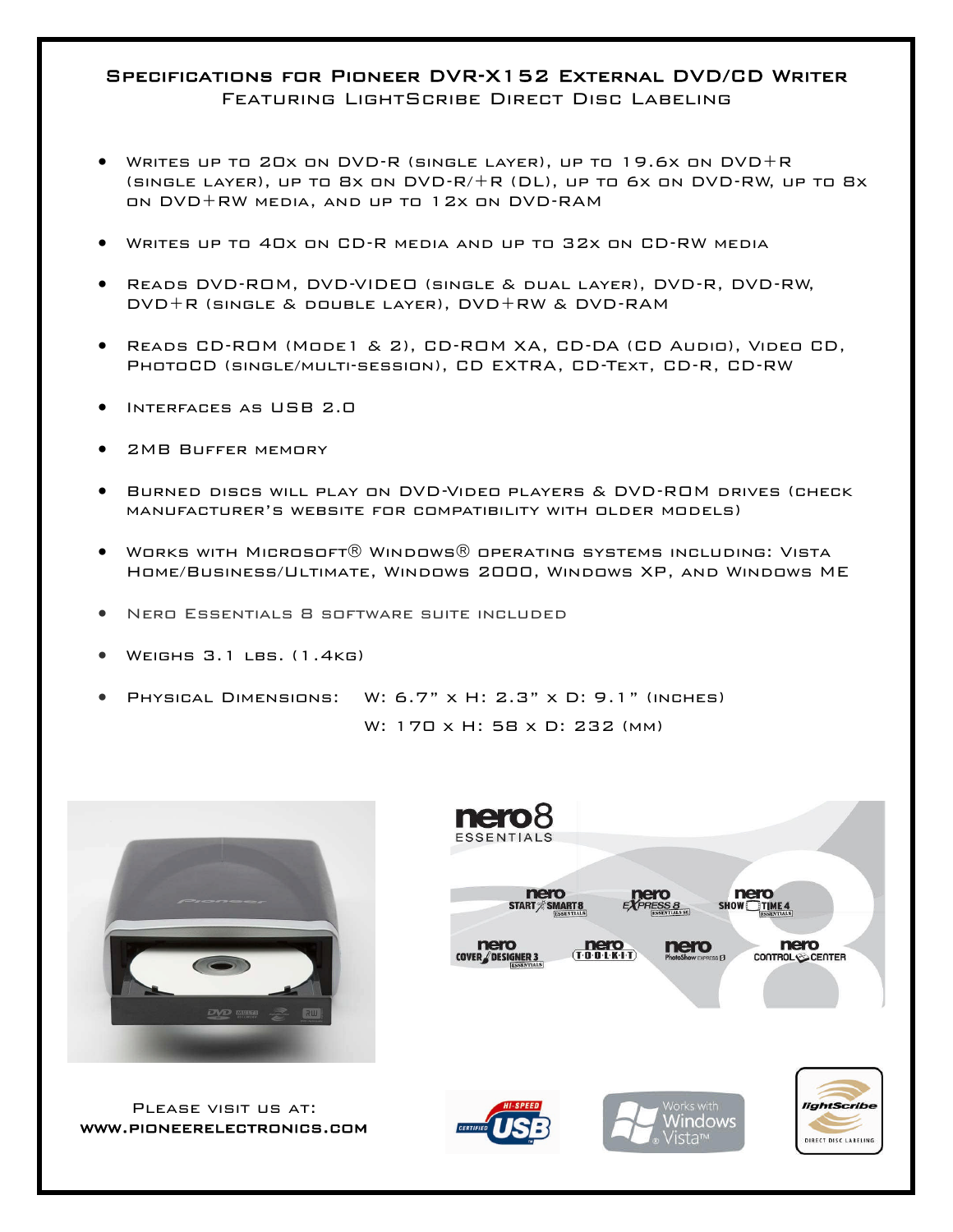# Specifications for Pioneer DVR-X152 External DVD/CD Writer
## Featuring LightScribe Direct Disc Labeling

- Writes up to 20x on DVD-R (single layer), up to 19.6x on DVD+R (single layer), up to 8x on DVD-R/+R (DL), up to 6x on DVD-RW, up to 8x on DVD+RW media, and up to 12x on DVD-RAM
- Writes up to 40x on CD-R media and up to 32x on CD-RW media
- Reads DVD-ROM, DVD-VIDEO (single & dual layer), DVD-R, DVD-RW, DVD+R (single & double layer), DVD+RW & DVD-RAM
- Reads CD-ROM (Mode1 & 2), CD-ROM XA, CD-DA (CD Audio), Video CD, PhotoCD (single/multi-session), CD EXTRA, CD-Text, CD-R, CD-RW
- Interfaces as USB 2.0
- 2MB Buffer memory
- Burned discs will play on DVD-Video players & DVD-ROM drives (check manufacturer's website for compatibility with older models)
- Works with Microsoft® Windows® operating systems including: Vista Home/Business/Ultimate, Windows 2000, Windows XP, and Windows ME
- Nero Essentials 8 software suite included
- Weighs 3.1 lbs. (1.4kg)
- Physical Dimensions: W: 6.7" x H: 2.3" x D: 9.1" (inches)
  W: 170 x H: 58 x D: 232 (mm)

Please visit us at:
**www.pioneerelectronics.com**